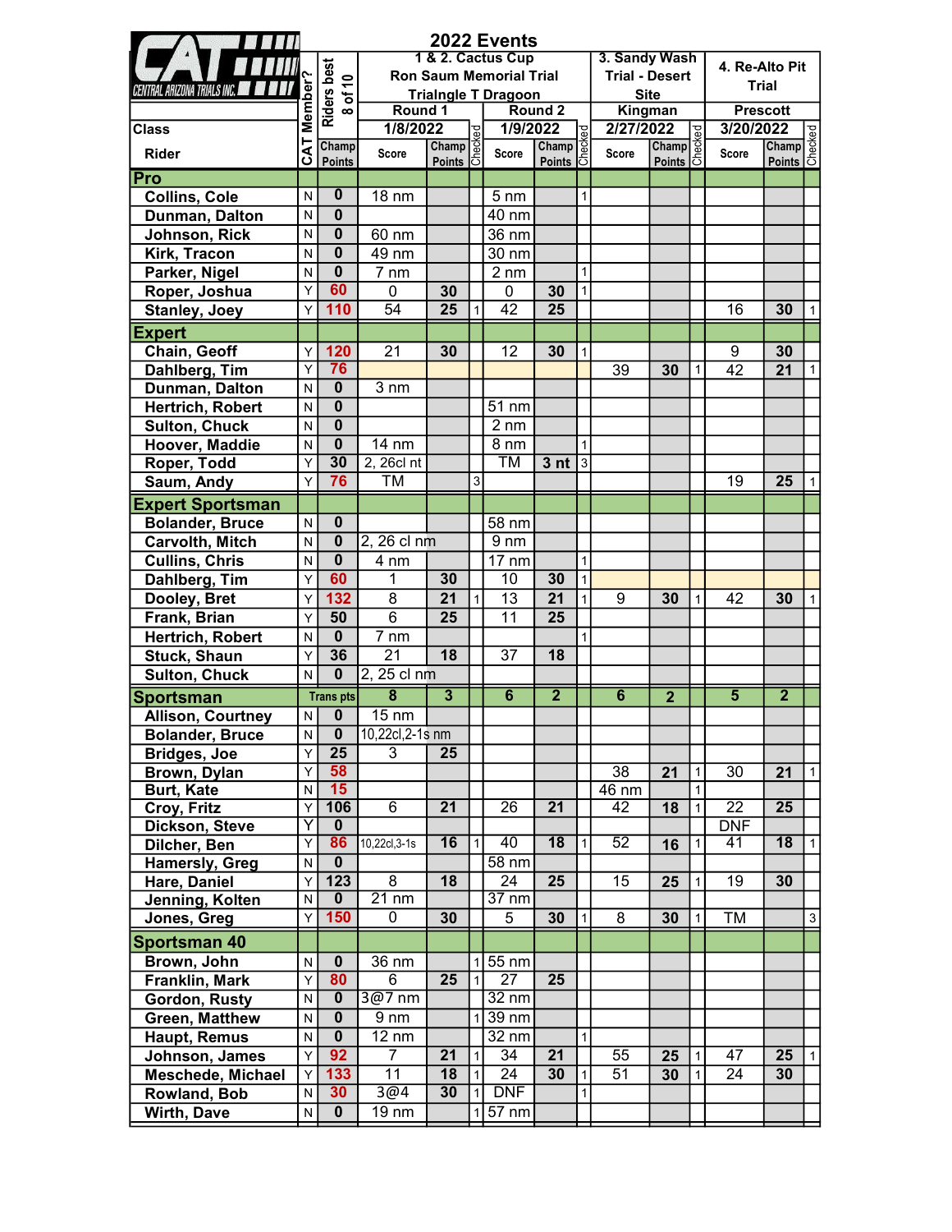# 2022 Events

| Class / Rider | CAT Member? | Riders best 8 of 10 Champ Points | 1 & 2. Cactus Cup Ron Saum Memorial Trial Trialngle T Dragoon — Round 1 — 1/8/2022 Score | Champ Points | Checked | Round 2 — 1/9/2022 Score | Champ Points | Checked | 3. Sandy Wash Trial - Desert Site — Kingman — 2/27/2022 Score | Champ Points | Checked | 4. Re-Alto Pit Trial — Prescott — 3/20/2022 Score | Champ Points | Checked |
|---|---|---|---|---|---|---|---|---|---|---|---|---|---|---|
| **Pro** | | | | | | | | | | | | | | |
| Collins, Cole | N | 0 | 18 nm | | | 5 nm | | 1 | | | | | | |
| Dunman, Dalton | N | 0 | | | | 40 nm | | | | | | | | |
| Johnson, Rick | N | 0 | 60 nm | | | 36 nm | | | | | | | | |
| Kirk, Tracon | N | 0 | 49 nm | | | 30 nm | | | | | | | | |
| Parker, Nigel | N | 0 | 7 nm | | | 2 nm | | 1 | | | | | | |
| Roper, Joshua | Y | 60 | 0 | 30 | | 0 | 30 | 1 | | | | | | |
| Stanley, Joey | Y | 110 | 54 | 25 | 1 | 42 | 25 | | | | | 16 | 30 | 1 |
| **Expert** | | | | | | | | | | | | | | |
| Chain, Geoff | Y | 120 | 21 | 30 | | 12 | 30 | 1 | | | | 9 | 30 | |
| Dahlberg, Tim | Y | 76 | | | | | | | 39 | 30 | 1 | 42 | 21 | 1 |
| Dunman, Dalton | N | 0 | 3 nm | | | | | | | | | | | |
| Hertrich, Robert | N | 0 | | | | 51 nm | | | | | | | | |
| Sulton, Chuck | N | 0 | | | | 2 nm | | | | | | | | |
| Hoover, Maddie | N | 0 | 14 nm | | | 8 nm | | 1 | | | | | | |
| Roper, Todd | Y | 30 | 2, 26cl nt | | | TM | 3 nt | 3 | | | | | | |
| Saum, Andy | Y | 76 | TM | | 3 | | | | | | | 19 | 25 | 1 |
| **Expert Sportsman** | | | | | | | | | | | | | | |
| Bolander, Bruce | N | 0 | | | | 58 nm | | | | | | | | |
| Carvolth, Mitch | N | 0 | 2, 26 cl nm | | | 9 nm | | | | | | | | |
| Cullins, Chris | N | 0 | 4 nm | | | 17 nm | | 1 | | | | | | |
| Dahlberg, Tim | Y | 60 | 1 | 30 | | 10 | 30 | 1 | | | | | | |
| Dooley, Bret | Y | 132 | 8 | 21 | 1 | 13 | 21 | 1 | 9 | 30 | 1 | 42 | 30 | 1 |
| Frank, Brian | Y | 50 | 6 | 25 | | 11 | 25 | | | | | | | |
| Hertrich, Robert | N | 0 | 7 nm | | | | | 1 | | | | | | |
| Stuck, Shaun | Y | 36 | 21 | 18 | | 37 | 18 | | | | | | | |
| Sulton, Chuck | N | 0 | 2, 25 cl nm | | | | | | | | | | | |
| **Sportsman** | | Trans pts | 8 | 3 | | 6 | 2 | | 6 | 2 | | 5 | 2 | |
| Allison, Courtney | N | 0 | 15 nm | | | | | | | | | | | |
| Bolander, Bruce | N | 0 | 10,22cl,2-1s nm | | | | | | | | | | | |
| Bridges, Joe | Y | 25 | 3 | 25 | | | | | | | | | | |
| Brown, Dylan | Y | 58 | | | | | | | 38 | 21 | 1 | 30 | 21 | 1 |
| Burt, Kate | N | 15 | | | | | | | 46 nm | | 1 | | | |
| Croy, Fritz | Y | 106 | 6 | 21 | | 26 | 21 | | 42 | 18 | 1 | 22 | 25 | |
| Dickson, Steve | Y | 0 | | | | | | | | | | DNF | | |
| Dilcher, Ben | Y | 86 | 10,22cl,3-1s | 16 | 1 | 40 | 18 | 1 | 52 | 16 | 1 | 41 | 18 | 1 |
| Hamersly, Greg | N | 0 | | | | 58 nm | | | | | | | | |
| Hare, Daniel | Y | 123 | 8 | 18 | | 24 | 25 | | 15 | 25 | 1 | 19 | 30 | |
| Jenning, Kolten | N | 0 | 21 nm | | | 37 nm | | | | | | | | |
| Jones, Greg | Y | 150 | 0 | 30 | | 5 | 30 | 1 | 8 | 30 | 1 | TM | | 3 |
| **Sportsman 40** | | | | | | | | | | | | | | |
| Brown, John | N | 0 | 36 nm | | 1 | 55 nm | | | | | | | | |
| Franklin, Mark | Y | 80 | 6 | 25 | 1 | 27 | 25 | | | | | | | |
| Gordon, Rusty | N | 0 | 3@7 nm | | | 32 nm | | | | | | | | |
| Green, Matthew | N | 0 | 9 nm | | 1 | 39 nm | | | | | | | | |
| Haupt, Remus | N | 0 | 12 nm | | | 32 nm | | 1 | | | | | | |
| Johnson, James | Y | 92 | 7 | 21 | 1 | 34 | 21 | | 55 | 25 | 1 | 47 | 25 | 1 |
| Meschede, Michael | Y | 133 | 11 | 18 | 1 | 24 | 30 | 1 | 51 | 30 | 1 | 24 | 30 | |
| Rowland, Bob | N | 30 | 3@4 | 30 | 1 | DNF | | 1 | | | | | | |
| Wirth, Dave | N | 0 | 19 nm | | 1 | 57 nm | | | | | | | | |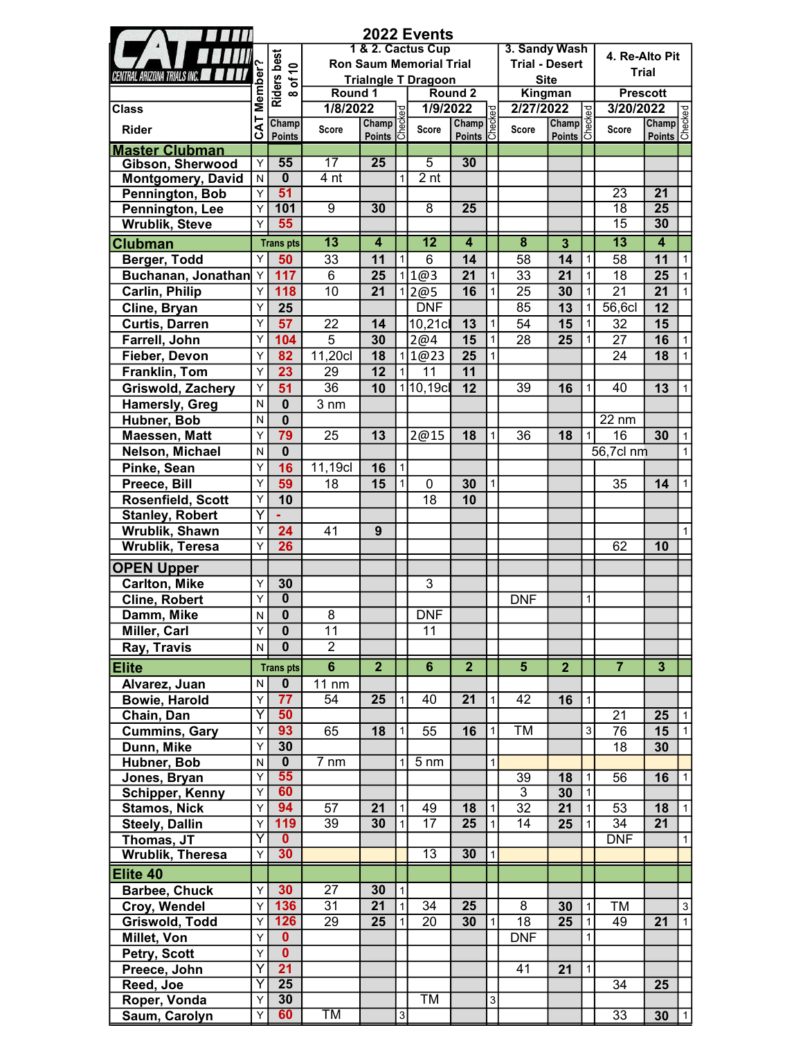## 2022 Events

| Class / Rider | CAT Member? | Riders best 8 of 10 Champ Points | 1 & 2. Cactus Cup Ron Saum Memorial Trial Trialngle T Dragoon Round 1 1/8/2022 Score | Champ Points | Checked | Round 2 1/9/2022 Score | Champ Points | Checked | 3. Sandy Wash Trial - Desert Site Kingman 2/27/2022 Score | Champ Points | Checked | 4. Re-Alto Pit Trial Prescott 3/20/2022 Score | Champ Points | Checked |
|---|---|---|---|---|---|---|---|---|---|---|---|---|---|---|
| **Master Clubman** | | | | | | | | | | | | | | |
| Gibson, Sherwood | Y | 55 | 17 | 25 | | 5 | 30 | | | | | | | |
| Montgomery, David | N | 0 | 4 nt | | 1 | 2 nt | | | | | | | | |
| Pennington, Bob | Y | 51 | | | | | | | | | | 23 | 21 | |
| Pennington, Lee | Y | 101 | 9 | 30 | | 8 | 25 | | | | | 18 | 25 | |
| Wrublik, Steve | Y | 55 | | | | | | | | | | 15 | 30 | |
| **Clubman** | | Trans pts | 13 | 4 | | 12 | 4 | | 8 | 3 | | 13 | 4 | |
| Berger, Todd | Y | 50 | 33 | 11 | 1 | 6 | 14 | | 58 | 14 | 1 | 58 | 11 | 1 |
| Buchanan, Jonathan | Y | 117 | 6 | 25 | 1 | 1@3 | 21 | 1 | 33 | 21 | 1 | 18 | 25 | 1 |
| Carlin, Philip | Y | 118 | 10 | 21 | 1 | 2@5 | 16 | 1 | 25 | 30 | 1 | 21 | 21 | 1 |
| Cline, Bryan | Y | 25 | | | | DNF | | | 85 | 13 | 1 | 56,6cl | 12 | |
| Curtis, Darren | Y | 57 | 22 | 14 | | 10,21cl | 13 | 1 | 54 | 15 | 1 | 32 | 15 | |
| Farrell, John | Y | 104 | 5 | 30 | | 2@4 | 15 | 1 | 28 | 25 | 1 | 27 | 16 | 1 |
| Fieber, Devon | Y | 82 | 11,20cl | 18 | 1 | 1@23 | 25 | 1 | | | | 24 | 18 | 1 |
| Franklin, Tom | Y | 23 | 29 | 12 | 1 | 11 | 11 | | | | | | | |
| Griswold, Zachery | Y | 51 | 36 | 10 | 1 | 10,19cl | 12 | | 39 | 16 | 1 | 40 | 13 | 1 |
| Hamersly, Greg | N | 0 | 3 nm | | | | | | | | | | | |
| Hubner, Bob | N | 0 | | | | | | | | | | 22 nm | | |
| Maessen, Matt | Y | 79 | 25 | 13 | | 2@15 | 18 | 1 | 36 | 18 | 1 | 16 | 30 | 1 |
| Nelson, Michael | N | 0 | | | | | | | | | | 56,7cl nm | | 1 |
| Pinke, Sean | Y | 16 | 11,19cl | 16 | 1 | | | | | | | | | |
| Preece, Bill | Y | 59 | 18 | 15 | 1 | 0 | 30 | 1 | | | | 35 | 14 | 1 |
| Rosenfield, Scott | Y | 10 | | | | 18 | 10 | | | | | | | |
| Stanley, Robert | Y | - | | | | | | | | | | | | |
| Wrublik, Shawn | Y | 24 | 41 | 9 | | | | | | | | | | 1 |
| Wrublik, Teresa | Y | 26 | | | | | | | | | | 62 | 10 | |
| **OPEN Upper** | | | | | | | | | | | | | | |
| Carlton, Mike | Y | 30 | | | | 3 | | | | | | | | |
| Cline, Robert | Y | 0 | | | | | | | DNF | | 1 | | | |
| Damm, Mike | N | 0 | 8 | | | DNF | | | | | | | | |
| Miller, Carl | Y | 0 | 11 | | | 11 | | | | | | | | |
| Ray, Travis | N | 0 | 2 | | | | | | | | | | | |
| **Elite** | | Trans pts | 6 | 2 | | 6 | 2 | | 5 | 2 | | 7 | 3 | |
| Alvarez, Juan | N | 0 | 11 nm | | | | | | | | | | | |
| Bowie, Harold | Y | 77 | 54 | 25 | 1 | 40 | 21 | 1 | 42 | 16 | 1 | | | |
| Chain, Dan | Y | 50 | | | | | | | | | | 21 | 25 | 1 |
| Cummins, Gary | Y | 93 | 65 | 18 | 1 | 55 | 16 | 1 | TM | | 3 | 76 | 15 | 1 |
| Dunn, Mike | Y | 30 | | | | | | | | | | 18 | 30 | |
| Hubner, Bob | N | 0 | 7 nm | | 1 | 5 nm | | 1 | | | | | | |
| Jones, Bryan | Y | 55 | | | | | | | 39 | 18 | 1 | 56 | 16 | 1 |
| Schipper, Kenny | Y | 60 | | | | | | | 3 | 30 | 1 | | | |
| Stamos, Nick | Y | 94 | 57 | 21 | 1 | 49 | 18 | 1 | 32 | 21 | 1 | 53 | 18 | 1 |
| Steely, Dallin | Y | 119 | 39 | 30 | 1 | 17 | 25 | 1 | 14 | 25 | 1 | 34 | 21 | |
| Thomas, JT | Y | 0 | | | | | | | | | | DNF | | 1 |
| Wrublik, Theresa | Y | 30 | | | | 13 | 30 | 1 | | | | | | |
| **Elite 40** | | | | | | | | | | | | | | |
| Barbee, Chuck | Y | 30 | 27 | 30 | 1 | | | | | | | | | |
| Croy, Wendel | Y | 136 | 31 | 21 | 1 | 34 | 25 | | 8 | 30 | 1 | TM | | 3 |
| Griswold, Todd | Y | 126 | 29 | 25 | 1 | 20 | 30 | 1 | 18 | 25 | 1 | 49 | 21 | 1 |
| Millet, Von | Y | 0 | | | | | | | DNF | | 1 | | | |
| Petry, Scott | Y | 0 | | | | | | | | | | | | |
| Preece, John | Y | 21 | | | | | | | 41 | 21 | 1 | | | |
| Reed, Joe | Y | 25 | | | | | | | | | | 34 | 25 | |
| Roper, Vonda | Y | 30 | | | | TM | | 3 | | | | | | |
| Saum, Carolyn | Y | 60 | TM | | 3 | | | | | | | 33 | 30 | 1 |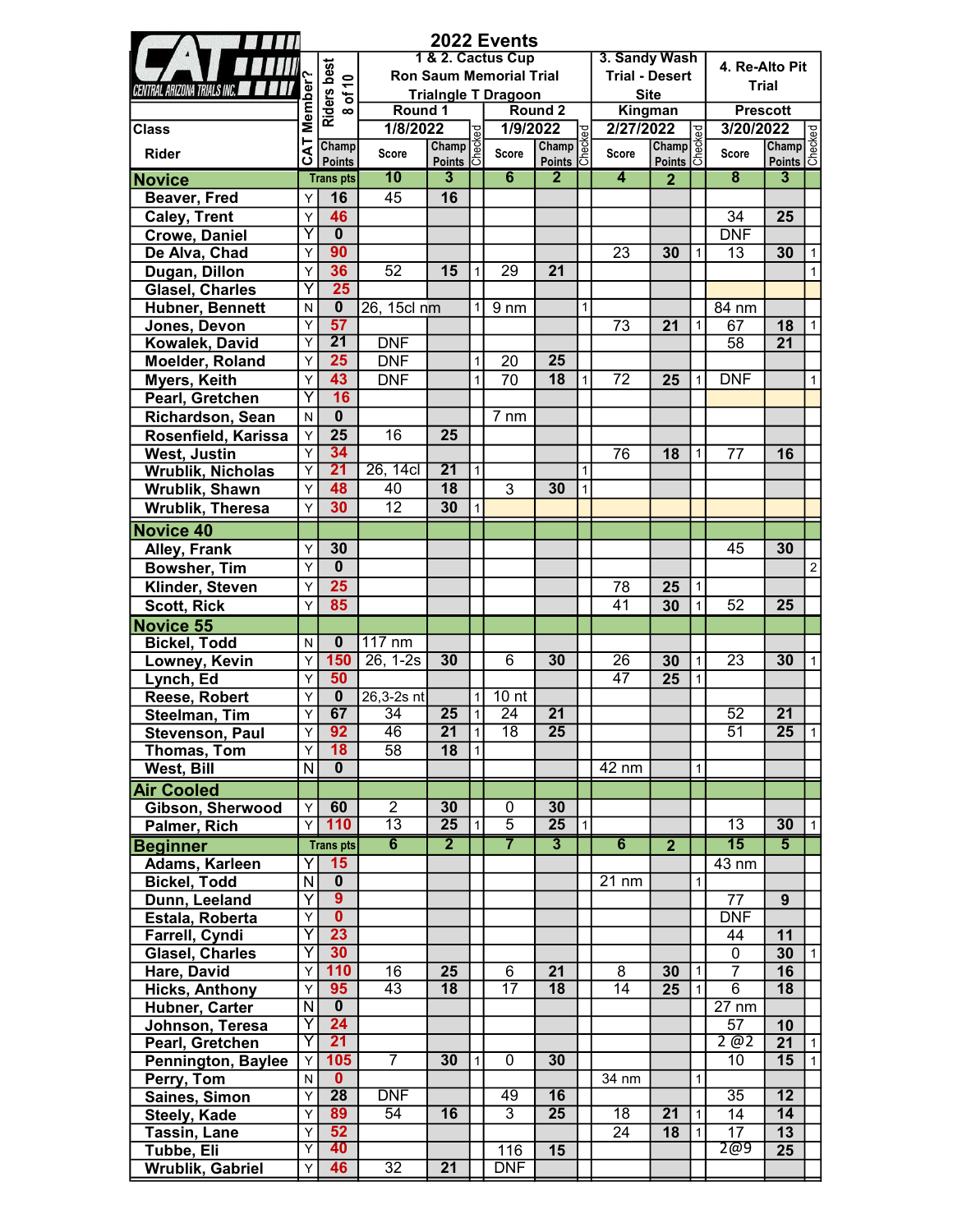# 2022 Events

CENTRAL ARIZONA TRIALS INC.

| Class / Rider | CAT Member? | Riders best 8 of 10 Champ Points | 1 & 2. Cactus Cup Ron Saum Memorial Trial Trialngle T Dragoon Round 1 1/8/2022 Score | Champ Points | Checked | Round 2 1/9/2022 Score | Champ Points | Checked | 3. Sandy Wash Trial - Desert Site Kingman 2/27/2022 Score | Champ Points | Checked | 4. Re-Alto Pit Trial Prescott 3/20/2022 Score | Champ Points | Checked |
|---|---|---|---|---|---|---|---|---|---|---|---|---|---|---|
| **Novice** | | Trans pts | 10 | 3 | | 6 | 2 | | 4 | 2 | | 8 | 3 | |
| Beaver, Fred | Y | 16 | 45 | 16 | | | | | | | | | | |
| Caley, Trent | Y | 46 | | | | | | | | | | 34 | 25 | |
| Crowe, Daniel | Y | 0 | | | | | | | | | | DNF | | |
| De Alva, Chad | Y | 90 | | | | | | | 23 | 30 | 1 | 13 | 30 | 1 |
| Dugan, Dillon | Y | 36 | 52 | 15 | 1 | 29 | 21 | | | | | | | 1 |
| Glasel, Charles | Y | 25 | | | | | | | | | | | | |
| Hubner, Bennett | N | 0 | 26, 15cl nm | | 1 | 9 nm | | 1 | | | | 84 nm | | |
| Jones, Devon | Y | 57 | | | | | | | 73 | 21 | 1 | 67 | 18 | 1 |
| Kowalek, David | Y | 21 | DNF | | | | | | | | | 58 | 21 | |
| Moelder, Roland | Y | 25 | DNF | | 1 | 20 | 25 | | | | | | | |
| Myers, Keith | Y | 43 | DNF | | 1 | 70 | 18 | 1 | 72 | 25 | 1 | DNF | | 1 |
| Pearl, Gretchen | Y | 16 | | | | | | | | | | | | |
| Richardson, Sean | N | 0 | | | | 7 nm | | | | | | | | |
| Rosenfield, Karissa | Y | 25 | 16 | 25 | | | | | | | | | | |
| West, Justin | Y | 34 | | | | | | | 76 | 18 | 1 | 77 | 16 | |
| Wrublik, Nicholas | Y | 21 | 26, 14cl | 21 | 1 | | | 1 | | | | | | |
| Wrublik, Shawn | Y | 48 | 40 | 18 | | 3 | 30 | 1 | | | | | | |
| Wrublik, Theresa | Y | 30 | 12 | 30 | 1 | | | | | | | | | |
| **Novice 40** | | | | | | | | | | | | | | |
| Alley, Frank | Y | 30 | | | | | | | | | | 45 | 30 | |
| Bowsher, Tim | Y | 0 | | | | | | | | | | | | 2 |
| Klinder, Steven | Y | 25 | | | | | | | 78 | 25 | 1 | | | |
| Scott, Rick | Y | 85 | | | | | | | 41 | 30 | 1 | 52 | 25 | |
| **Novice 55** | | | | | | | | | | | | | | |
| Bickel, Todd | N | 0 | 117 nm | | | | | | | | | | | |
| Lowney, Kevin | Y | 150 | 26, 1-2s | 30 | | 6 | 30 | | 26 | 30 | 1 | 23 | 30 | 1 |
| Lynch, Ed | Y | 50 | | | | | | | 47 | 25 | 1 | | | |
| Reese, Robert | Y | 0 | 26,3-2s nt | | 1 | 10 nt | | | | | | | | |
| Steelman, Tim | Y | 67 | 34 | 25 | 1 | 24 | 21 | | | | | 52 | 21 | |
| Stevenson, Paul | Y | 92 | 46 | 21 | 1 | 18 | 25 | | | | | 51 | 25 | 1 |
| Thomas, Tom | Y | 18 | 58 | 18 | 1 | | | | | | | | | |
| West, Bill | N | 0 | | | | | | | 42 nm | | 1 | | | |
| **Air Cooled** | | | | | | | | | | | | | | |
| Gibson, Sherwood | Y | 60 | 2 | 30 | | 0 | 30 | | | | | | | |
| Palmer, Rich | Y | 110 | 13 | 25 | 1 | 5 | 25 | 1 | | | | 13 | 30 | 1 |
| **Beginner** | | Trans pts | 6 | 2 | | 7 | 3 | | 6 | 2 | | 15 | 5 | |
| Adams, Karleen | Y | 15 | | | | | | | | | | 43 nm | | |
| Bickel, Todd | N | 0 | | | | | | | 21 nm | | 1 | | | |
| Dunn, Leeland | Y | 9 | | | | | | | | | | 77 | 9 | |
| Estala, Roberta | Y | 0 | | | | | | | | | | DNF | | |
| Farrell, Cyndi | Y | 23 | | | | | | | | | | 44 | 11 | |
| Glasel, Charles | Y | 30 | | | | | | | | | | 0 | 30 | 1 |
| Hare, David | Y | 110 | 16 | 25 | | 6 | 21 | | 8 | 30 | 1 | 7 | 16 | |
| Hicks, Anthony | Y | 95 | 43 | 18 | | 17 | 18 | | 14 | 25 | 1 | 6 | 18 | |
| Hubner, Carter | N | 0 | | | | | | | | | | 27 nm | | |
| Johnson, Teresa | Y | 24 | | | | | | | | | | 57 | 10 | |
| Pearl, Gretchen | Y | 21 | | | | | | | | | | 2 @2 | 21 | 1 |
| Pennington, Baylee | Y | 105 | 7 | 30 | 1 | 0 | 30 | | | | | 10 | 15 | 1 |
| Perry, Tom | N | 0 | | | | | | | 34 nm | | 1 | | | |
| Saines, Simon | Y | 28 | DNF | | | 49 | 16 | | | | | 35 | 12 | |
| Steely, Kade | Y | 89 | 54 | 16 | | 3 | 25 | | 18 | 21 | 1 | 14 | 14 | |
| Tassin, Lane | Y | 52 | | | | | | | 24 | 18 | 1 | 17 | 13 | |
| Tubbe, Eli | Y | 40 | | | | 116 | 15 | | | | | 2@9 | 25 | |
| Wrublik, Gabriel | Y | 46 | 32 | 21 | | DNF | | | | | | | | |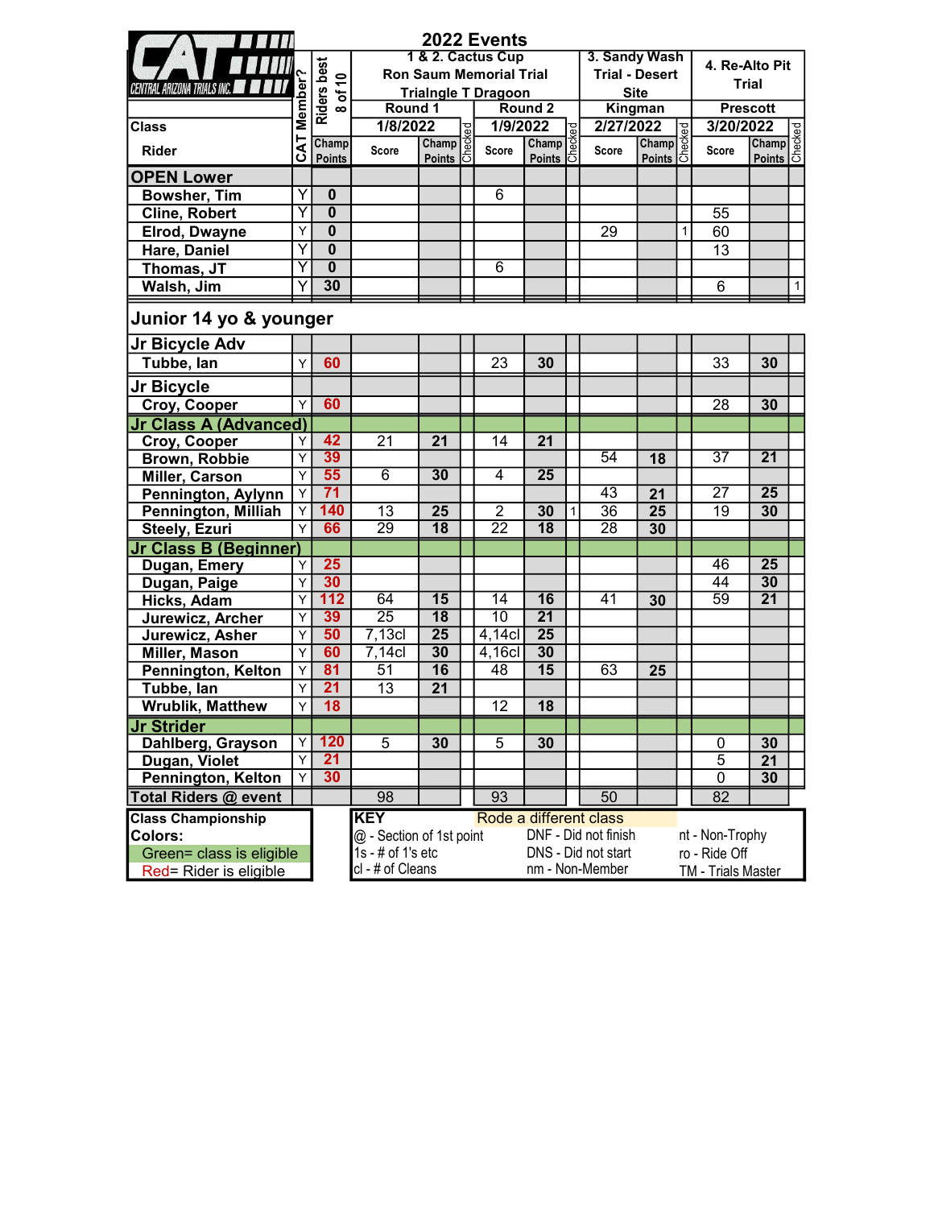# 2022 Events

CAT CENTRAL ARIZONA TRIALS INC.

| Class / Rider | CAT Member? | Riders best 8 of 10 Champ Points | 1 & 2. Cactus Cup Ron Saum Memorial Trial Trialngle T Dragoon Round 1 1/8/2022 Score | Champ Points | Checked | Round 2 1/9/2022 Score | Champ Points | Checked | 3. Sandy Wash Trial - Desert Site Kingman 2/27/2022 Score | Champ Points | Checked | 4. Re-Alto Pit Trial Prescott 3/20/2022 Score | Champ Points | Checked |
|---|---|---|---|---|---|---|---|---|---|---|---|---|---|---|
| **OPEN Lower** | | | | | | | | | | | | | | |
| Bowsher, Tim | Y | 0 | | | | 6 | | | | | | | | |
| Cline, Robert | Y | 0 | | | | | | | | | | 55 | | |
| Elrod, Dwayne | Y | 0 | | | | | | | 29 | | 1 | 60 | | |
| Hare, Daniel | Y | 0 | | | | | | | | | | 13 | | |
| Thomas, JT | Y | 0 | | | | 6 | | | | | | | | |
| Walsh, Jim | Y | 30 | | | | | | | | | | 6 | | 1 |
| **Junior 14 yo & younger** | | | | | | | | | | | | | | |
| **Jr Bicycle Adv** | | | | | | | | | | | | | | |
| Tubbe, Ian | Y | 60 | | | | 23 | 30 | | | | | 33 | 30 | |
| **Jr Bicycle** | | | | | | | | | | | | | | |
| Croy, Cooper | Y | 60 | | | | | | | | | | 28 | 30 | |
| **Jr Class A (Advanced)** | | | | | | | | | | | | | | |
| Croy, Cooper | Y | 42 | 21 | 21 | | 14 | 21 | | | | | | | |
| Brown, Robbie | Y | 39 | | | | | | | 54 | 18 | | 37 | 21 | |
| Miller, Carson | Y | 55 | 6 | 30 | | 4 | 25 | | | | | | | |
| Pennington, Aylynn | Y | 71 | | | | | | | 43 | 21 | | 27 | 25 | |
| Pennington, Milliah | Y | 140 | 13 | 25 | | 2 | 30 | 1 | 36 | 25 | | 19 | 30 | |
| Steely, Ezuri | Y | 66 | 29 | 18 | | 22 | 18 | | 28 | 30 | | | | |
| **Jr Class B (Beginner)** | | | | | | | | | | | | | | |
| Dugan, Emery | Y | 25 | | | | | | | | | | 46 | 25 | |
| Dugan, Paige | Y | 30 | | | | | | | | | | 44 | 30 | |
| Hicks, Adam | Y | 112 | 64 | 15 | | 14 | 16 | | 41 | 30 | | 59 | 21 | |
| Jurewicz, Archer | Y | 39 | 25 | 18 | | 10 | 21 | | | | | | | |
| Jurewicz, Asher | Y | 50 | 7,13cl | 25 | | 4,14cl | 25 | | | | | | | |
| Miller, Mason | Y | 60 | 7,14cl | 30 | | 4,16cl | 30 | | | | | | | |
| Pennington, Kelton | Y | 81 | 51 | 16 | | 48 | 15 | | 63 | 25 | | | | |
| Tubbe, Ian | Y | 21 | 13 | 21 | | | | | | | | | | |
| Wrublik, Matthew | Y | 18 | | | | 12 | 18 | | | | | | | |
| **Jr Strider** | | | | | | | | | | | | | | |
| Dahlberg, Grayson | Y | 120 | 5 | 30 | | 5 | 30 | | | | | 0 | 30 | |
| Dugan, Violet | Y | 21 | | | | | | | | | | 5 | 21 | |
| Pennington, Kelton | Y | 30 | | | | | | | | | | 0 | 30 | |
| **Total Riders @ event** | | | 98 | | | 93 | | | 50 | | | 82 | | |

**Class Championship Colors:**
Green= class is eligible
Red= Rider is eligible

**KEY** — Rode a different class

| | | |
|---|---|---|
| @ - Section of 1st point | DNF - Did not finish | nt - Non-Trophy |
| 1s - # of 1's etc | DNS - Did not start | ro - Ride Off |
| cl - # of Cleans | nm - Non-Member | TM - Trials Master |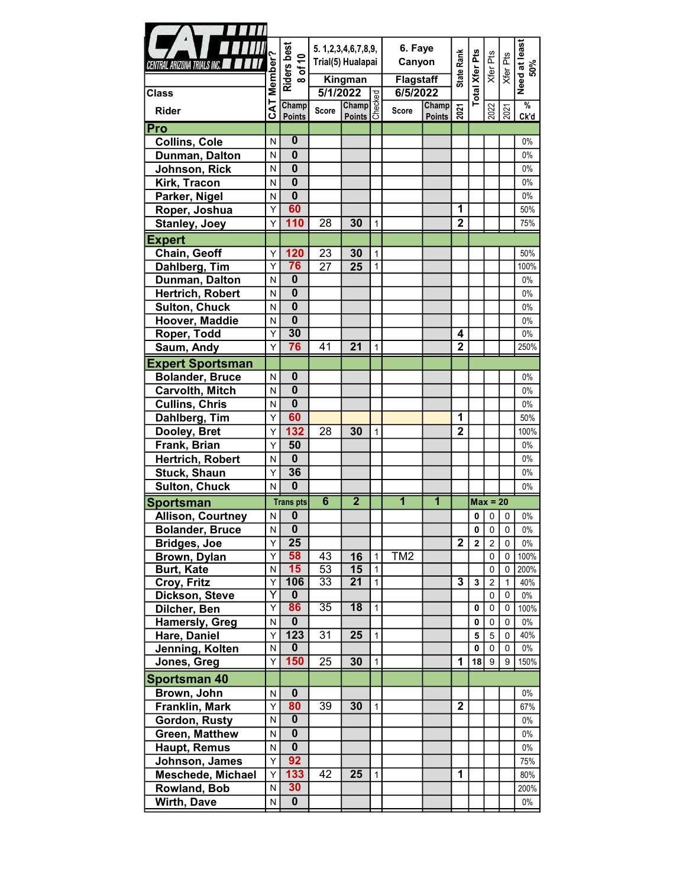| CENTRAL ARIZONA TRIALS INC. Class / Rider | CAT Member? | Riders best 8 of 10 Champ Points | 5. 1,2,3,4,6,7,8,9, Trial(5) Hualapai Kingman 5/1/2022 Score | Champ Points | Checked | 6. Faye Canyon Flagstaff 6/5/2022 Score | Champ Points | State Rank 2021 | Total Xfer Pts | Xfer Pts 2022 | Xfer Pts 2021 | Need at least 50% % Ck'd |
|---|---|---|---|---|---|---|---|---|---|---|---|---|
| **Pro** | | | | | | | | | | | | |
| Collins, Cole | N | 0 | | | | | | | | | | 0% |
| Dunman, Dalton | N | 0 | | | | | | | | | | 0% |
| Johnson, Rick | N | 0 | | | | | | | | | | 0% |
| Kirk, Tracon | N | 0 | | | | | | | | | | 0% |
| Parker, Nigel | N | 0 | | | | | | | | | | 0% |
| Roper, Joshua | Y | 60 | | | | | | 1 | | | | 50% |
| Stanley, Joey | Y | 110 | 28 | 30 | 1 | | | 2 | | | | 75% |
| **Expert** | | | | | | | | | | | | |
| Chain, Geoff | Y | 120 | 23 | 30 | 1 | | | | | | | 50% |
| Dahlberg, Tim | Y | 76 | 27 | 25 | 1 | | | | | | | 100% |
| Dunman, Dalton | N | 0 | | | | | | | | | | 0% |
| Hertrich, Robert | N | 0 | | | | | | | | | | 0% |
| Sulton, Chuck | N | 0 | | | | | | | | | | 0% |
| Hoover, Maddie | N | 0 | | | | | | | | | | 0% |
| Roper, Todd | Y | 30 | | | | | | 4 | | | | 0% |
| Saum, Andy | Y | 76 | 41 | 21 | 1 | | | 2 | | | | 250% |
| **Expert Sportsman** | | | | | | | | | | | | |
| Bolander, Bruce | N | 0 | | | | | | | | | | 0% |
| Carvolth, Mitch | N | 0 | | | | | | | | | | 0% |
| Cullins, Chris | N | 0 | | | | | | | | | | 0% |
| Dahlberg, Tim | Y | 60 | | | | | | 1 | | | | 50% |
| Dooley, Bret | Y | 132 | 28 | 30 | 1 | | | 2 | | | | 100% |
| Frank, Brian | Y | 50 | | | | | | | | | | 0% |
| Hertrich, Robert | N | 0 | | | | | | | | | | 0% |
| Stuck, Shaun | Y | 36 | | | | | | | | | | 0% |
| Sulton, Chuck | N | 0 | | | | | | | | | | 0% |
| **Sportsman** | | Trans pts | 6 | 2 | | 1 | 1 | | Max = 20 | | | |
| Allison, Courtney | N | 0 | | | | | | | 0 | 0 | 0 | 0% |
| Bolander, Bruce | N | 0 | | | | | | | 0 | 0 | 0 | 0% |
| Bridges, Joe | Y | 25 | | | | | | 2 | 2 | 2 | 0 | 0% |
| Brown, Dylan | Y | 58 | 43 | 16 | 1 | TM2 | | | | 0 | 0 | 100% |
| Burt, Kate | N | 15 | 53 | 15 | 1 | | | | | 0 | 0 | 200% |
| Croy, Fritz | Y | 106 | 33 | 21 | 1 | | | 3 | 3 | 2 | 1 | 40% |
| Dickson, Steve | Y | 0 | | | | | | | | 0 | 0 | 0% |
| Dilcher, Ben | Y | 86 | 35 | 18 | 1 | | | | 0 | 0 | 0 | 100% |
| Hamersly, Greg | N | 0 | | | | | | | 0 | 0 | 0 | 0% |
| Hare, Daniel | Y | 123 | 31 | 25 | 1 | | | | 5 | 5 | 0 | 40% |
| Jenning, Kolten | N | 0 | | | | | | | 0 | 0 | 0 | 0% |
| Jones, Greg | Y | 150 | 25 | 30 | 1 | | | 1 | 18 | 9 | 9 | 150% |
| **Sportsman 40** | | | | | | | | | | | | |
| Brown, John | N | 0 | | | | | | | | | | 0% |
| Franklin, Mark | Y | 80 | 39 | 30 | 1 | | | 2 | | | | 67% |
| Gordon, Rusty | N | 0 | | | | | | | | | | 0% |
| Green, Matthew | N | 0 | | | | | | | | | | 0% |
| Haupt, Remus | N | 0 | | | | | | | | | | 0% |
| Johnson, James | Y | 92 | | | | | | | | | | 75% |
| Meschede, Michael | Y | 133 | 42 | 25 | 1 | | | 1 | | | | 80% |
| Rowland, Bob | N | 30 | | | | | | | | | | 200% |
| Wirth, Dave | N | 0 | | | | | | | | | | 0% |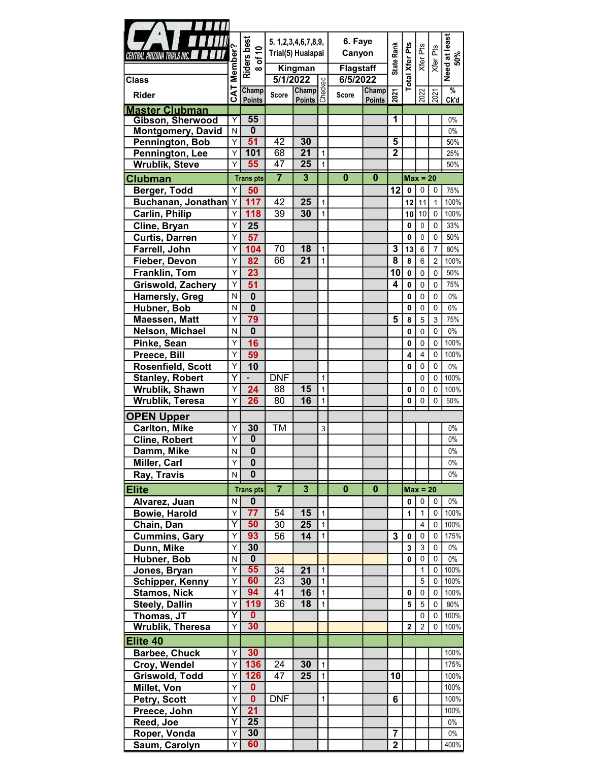| Class / Rider | CAT Member? | Riders best 8 of 10 Champ Points | 5. 1,2,3,4,6,7,8,9, Trial(5) Hualapai Kingman 5/1/2022 Score | Champ Points | Checked | 6. Faye Canyon Flagstaff 6/5/2022 Score | Champ Points | State Rank 2021 | Total Xfer Pts | Xfer Pts 2022 | Xfer Pts 2021 | Need at least 50% % Ck'd |
|---|---|---|---|---|---|---|---|---|---|---|---|---|
| **Master Clubman** | | | | | | | | | | | | |
| Gibson, Sherwood | Y | 55 | | | | | | 1 | | | | 0% |
| Montgomery, David | N | 0 | | | | | | | | | | 0% |
| Pennington, Bob | Y | 51 | 42 | 30 | | | | 5 | | | | 50% |
| Pennington, Lee | Y | 101 | 68 | 21 | 1 | | | 2 | | | | 25% |
| Wrublik, Steve | Y | 55 | 47 | 25 | 1 | | | | | | | 50% |
| **Clubman** | | Trans pts | 7 | 3 | | 0 | 0 | | Max = 20 | | | |
| Berger, Todd | Y | 50 | | | | | | 12 | 0 | 0 | 0 | 75% |
| Buchanan, Jonathan | Y | 117 | 42 | 25 | 1 | | | | 12 | 11 | 1 | 100% |
| Carlin, Philip | Y | 118 | 39 | 30 | 1 | | | | 10 | 10 | 0 | 100% |
| Cline, Bryan | Y | 25 | | | | | | | 0 | 0 | 0 | 33% |
| Curtis, Darren | Y | 57 | | | | | | | 0 | 0 | 0 | 50% |
| Farrell, John | Y | 104 | 70 | 18 | 1 | | | 3 | 13 | 6 | 7 | 80% |
| Fieber, Devon | Y | 82 | 66 | 21 | 1 | | | 8 | 8 | 6 | 2 | 100% |
| Franklin, Tom | Y | 23 | | | | | | 10 | 0 | 0 | 0 | 50% |
| Griswold, Zachery | Y | 51 | | | | | | 4 | 0 | 0 | 0 | 75% |
| Hamersly, Greg | N | 0 | | | | | | | 0 | 0 | 0 | 0% |
| Hubner, Bob | N | 0 | | | | | | | 0 | 0 | 0 | 0% |
| Maessen, Matt | Y | 79 | | | | | | 5 | 8 | 5 | 3 | 75% |
| Nelson, Michael | N | 0 | | | | | | | 0 | 0 | 0 | 0% |
| Pinke, Sean | Y | 16 | | | | | | | 0 | 0 | 0 | 100% |
| Preece, Bill | Y | 59 | | | | | | | 4 | 4 | 0 | 100% |
| Rosenfield, Scott | Y | 10 | | | | | | | 0 | 0 | 0 | 0% |
| Stanley, Robert | Y | - | DNF | | 1 | | | | | 0 | 0 | 100% |
| Wrublik, Shawn | Y | 24 | 88 | 15 | 1 | | | | 0 | 0 | 0 | 100% |
| Wrublik, Teresa | Y | 26 | 80 | 16 | 1 | | | | 0 | 0 | 0 | 50% |
| **OPEN Upper** | | | | | | | | | | | | |
| Carlton, Mike | Y | 30 | TM | | 3 | | | | | | | 0% |
| Cline, Robert | Y | 0 | | | | | | | | | | 0% |
| Damm, Mike | N | 0 | | | | | | | | | | 0% |
| Miller, Carl | Y | 0 | | | | | | | | | | 0% |
| Ray, Travis | N | 0 | | | | | | | | | | 0% |
| **Elite** | | Trans pts | 7 | 3 | | 0 | 0 | | Max = 20 | | | |
| Alvarez, Juan | N | 0 | | | | | | | 0 | 0 | 0 | 0% |
| Bowie, Harold | Y | 77 | 54 | 15 | 1 | | | | 1 | 1 | 0 | 100% |
| Chain, Dan | Y | 50 | 30 | 25 | 1 | | | | | 4 | 0 | 100% |
| Cummins, Gary | Y | 93 | 56 | 14 | 1 | | | 3 | 0 | 0 | 0 | 175% |
| Dunn, Mike | Y | 30 | | | | | | | 3 | 3 | 0 | 0% |
| Hubner, Bob | N | 0 | | | | | | | 0 | 0 | 0 | 0% |
| Jones, Bryan | Y | 55 | 34 | 21 | 1 | | | | | 1 | 0 | 100% |
| Schipper, Kenny | Y | 60 | 23 | 30 | 1 | | | | | 5 | 0 | 100% |
| Stamos, Nick | Y | 94 | 41 | 16 | 1 | | | | 0 | 0 | 0 | 100% |
| Steely, Dallin | Y | 119 | 36 | 18 | 1 | | | | 5 | 5 | 0 | 80% |
| Thomas, JT | Y | 0 | | | | | | | | 0 | 0 | 100% |
| Wrublik, Theresa | Y | 30 | | | | | | | 2 | 2 | 0 | 100% |
| **Elite 40** | | | | | | | | | | | | |
| Barbee, Chuck | Y | 30 | | | | | | | | | | 100% |
| Croy, Wendel | Y | 136 | 24 | 30 | 1 | | | | | | | 175% |
| Griswold, Todd | Y | 126 | 47 | 25 | 1 | | | 10 | | | | 100% |
| Millet, Von | Y | 0 | | | | | | | | | | 100% |
| Petry, Scott | Y | 0 | DNF | | 1 | | | 6 | | | | 100% |
| Preece, John | Y | 21 | | | | | | | | | | 100% |
| Reed, Joe | Y | 25 | | | | | | | | | | 0% |
| Roper, Vonda | Y | 30 | | | | | | 7 | | | | 0% |
| Saum, Carolyn | Y | 60 | | | | | | 2 | | | | 400% |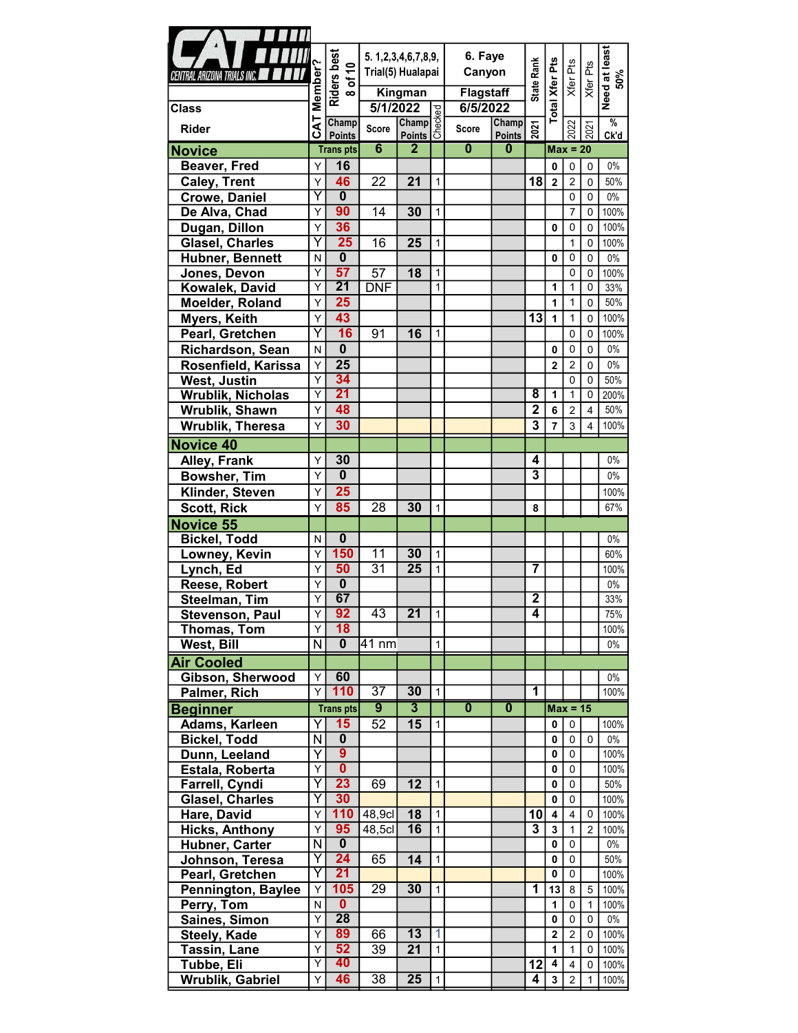| Class / Rider | CAT Member? | Riders best 8 of 10 Champ Points | 5. 1,2,3,4,6,7,8,9, Trial(5) Hualapai Kingman 5/1/2022 Score | Champ Points | Checked | 6. Faye Canyon Flagstaff 6/5/2022 Score | Champ Points | State Rank 2021 | Total Xfer Pts | Xfer Pts 2022 | Xfer Pts 2021 | Need at least 50% % Ck'd |
|---|---|---|---|---|---|---|---|---|---|---|---|---|
| **Novice** | | Trans pts | 6 | 2 | | 0 | 0 | | Max = 20 | | | |
| Beaver, Fred | Y | 16 | | | | | | | 0 | 0 | 0 | 0% |
| Caley, Trent | Y | 46 | 22 | 21 | 1 | | | 18 | 2 | 2 | 0 | 50% |
| Crowe, Daniel | Y | 0 | | | | | | | | 0 | 0 | 0% |
| De Alva, Chad | Y | 90 | 14 | 30 | 1 | | | | | 7 | 0 | 100% |
| Dugan, Dillon | Y | 36 | | | | | | | 0 | 0 | 0 | 100% |
| Glasel, Charles | Y | 25 | 16 | 25 | 1 | | | | | 1 | 0 | 100% |
| Hubner, Bennett | N | 0 | | | | | | | 0 | 0 | 0 | 0% |
| Jones, Devon | Y | 57 | 57 | 18 | 1 | | | | | 0 | 0 | 100% |
| Kowalek, David | Y | 21 | DNF | | 1 | | | | 1 | 1 | 0 | 33% |
| Moelder, Roland | Y | 25 | | | | | | | 1 | 1 | 0 | 50% |
| Myers, Keith | Y | 43 | | | | | | 13 | 1 | 1 | 0 | 100% |
| Pearl, Gretchen | Y | 16 | 91 | 16 | 1 | | | | | 0 | 0 | 100% |
| Richardson, Sean | N | 0 | | | | | | | 0 | 0 | 0 | 0% |
| Rosenfield, Karissa | Y | 25 | | | | | | | 2 | 2 | 0 | 0% |
| West, Justin | Y | 34 | | | | | | | | 0 | 0 | 50% |
| Wrublik, Nicholas | Y | 21 | | | | | | 8 | 1 | 1 | 0 | 200% |
| Wrublik, Shawn | Y | 48 | | | | | | 2 | 6 | 2 | 4 | 50% |
| Wrublik, Theresa | Y | 30 | | | | | | 3 | 7 | 3 | 4 | 100% |
| **Novice 40** | | | | | | | | | | | | |
| Alley, Frank | Y | 30 | | | | | | 4 | | | | 0% |
| Bowsher, Tim | Y | 0 | | | | | | 3 | | | | 0% |
| Klinder, Steven | Y | 25 | | | | | | | | | | 100% |
| Scott, Rick | Y | 85 | 28 | 30 | 1 | | | 8 | | | | 67% |
| **Novice 55** | | | | | | | | | | | | |
| Bickel, Todd | N | 0 | | | | | | | | | | 0% |
| Lowney, Kevin | Y | 150 | 11 | 30 | 1 | | | | | | | 60% |
| Lynch, Ed | Y | 50 | 31 | 25 | 1 | | | 7 | | | | 100% |
| Reese, Robert | Y | 0 | | | | | | | | | | 0% |
| Steelman, Tim | Y | 67 | | | | | | 2 | | | | 33% |
| Stevenson, Paul | Y | 92 | 43 | 21 | 1 | | | 4 | | | | 75% |
| Thomas, Tom | Y | 18 | | | | | | | | | | 100% |
| West, Bill | N | 0 | 41 nm | | 1 | | | | | | | 0% |
| **Air Cooled** | | | | | | | | | | | | |
| Gibson, Sherwood | Y | 60 | | | | | | | | | | 0% |
| Palmer, Rich | Y | 110 | 37 | 30 | 1 | | | 1 | | | | 100% |
| **Beginner** | | Trans pts | 9 | 3 | | 0 | 0 | | Max = 15 | | | |
| Adams, Karleen | Y | 15 | 52 | 15 | 1 | | | | 0 | 0 | | 100% |
| Bickel, Todd | N | 0 | | | | | | | 0 | 0 | 0 | 0% |
| Dunn, Leeland | Y | 9 | | | | | | | 0 | 0 | | 100% |
| Estala, Roberta | Y | 0 | | | | | | | 0 | 0 | | 100% |
| Farrell, Cyndi | Y | 23 | 69 | 12 | 1 | | | | 0 | 0 | | 50% |
| Glasel, Charles | Y | 30 | | | | | | | 0 | 0 | | 100% |
| Hare, David | Y | 110 | 48,9cl | 18 | 1 | | | 10 | 4 | 4 | 0 | 100% |
| Hicks, Anthony | Y | 95 | 48,5cl | 16 | 1 | | | 3 | 3 | 1 | 2 | 100% |
| Hubner, Carter | N | 0 | | | | | | | 0 | 0 | | 0% |
| Johnson, Teresa | Y | 24 | 65 | 14 | 1 | | | | 0 | 0 | | 50% |
| Pearl, Gretchen | Y | 21 | | | | | | | 0 | 0 | | 100% |
| Pennington, Baylee | Y | 105 | 29 | 30 | 1 | | | 1 | 13 | 8 | 5 | 100% |
| Perry, Tom | N | 0 | | | | | | | 1 | 0 | 1 | 100% |
| Saines, Simon | Y | 28 | | | | | | | 0 | 0 | 0 | 0% |
| Steely, Kade | Y | 89 | 66 | 13 | 1 | | | | 2 | 2 | 0 | 100% |
| Tassin, Lane | Y | 52 | 39 | 21 | 1 | | | | 1 | 1 | 0 | 100% |
| Tubbe, Eli | Y | 40 | | | | | | 12 | 4 | 4 | 0 | 100% |
| Wrublik, Gabriel | Y | 46 | 38 | 25 | 1 | | | 4 | 3 | 2 | 1 | 100% |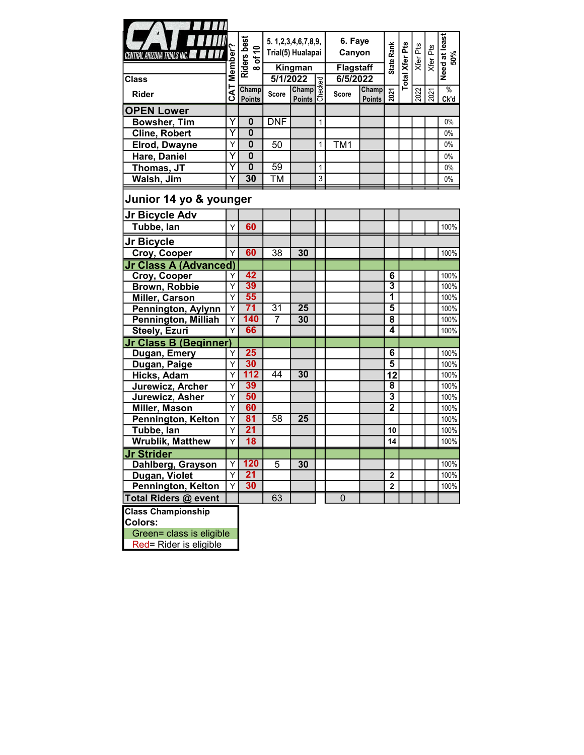| Class / Rider | CAT Member? | Riders best 8 of 10 (Champ Points) | 5. 1,2,3,4,6,7,8,9, Trial(5) Hualapai, Kingman, 5/1/2022 Score | Champ Points | Checked | 6. Faye Canyon, Flagstaff, 6/5/2022 Score | Champ Points | State Rank 2021 | Total Xfer Pts | Xfer Pts 2022 | Xfer Pts 2021 | Need at least 50% % Ck'd |
|---|---|---|---|---|---|---|---|---|---|---|---|---|
| **OPEN Lower** | | | | | | | | | | | | |
| Bowsher, Tim | Y | 0 | DNF | | 1 | | | | | | | 0% |
| Cline, Robert | Y | 0 | | | | | | | | | | 0% |
| Elrod, Dwayne | Y | 0 | 50 | | 1 | TM1 | | | | | | 0% |
| Hare, Daniel | Y | 0 | | | | | | | | | | 0% |
| Thomas, JT | Y | 0 | 59 | | 1 | | | | | | | 0% |
| Walsh, Jim | Y | 30 | TM | | 3 | | | | | | | 0% |
| **Junior 14 yo & younger** | | | | | | | | | | | | |
| **Jr Bicycle Adv** | | | | | | | | | | | | |
| Tubbe, Ian | Y | 60 | | | | | | | | | | 100% |
| **Jr Bicycle** | | | | | | | | | | | | |
| Croy, Cooper | Y | 60 | 38 | 30 | | | | | | | | 100% |
| **Jr Class A (Advanced)** | | | | | | | | | | | | |
| Croy, Cooper | Y | 42 | | | | | | 6 | | | | 100% |
| Brown, Robbie | Y | 39 | | | | | | 3 | | | | 100% |
| Miller, Carson | Y | 55 | | | | | | 1 | | | | 100% |
| Pennington, Aylynn | Y | 71 | 31 | 25 | | | | 5 | | | | 100% |
| Pennington, Milliah | Y | 140 | 7 | 30 | | | | 8 | | | | 100% |
| Steely, Ezuri | Y | 66 | | | | | | 4 | | | | 100% |
| **Jr Class B (Beginner)** | | | | | | | | | | | | |
| Dugan, Emery | Y | 25 | | | | | | 6 | | | | 100% |
| Dugan, Paige | Y | 30 | | | | | | 5 | | | | 100% |
| Hicks, Adam | Y | 112 | 44 | 30 | | | | 12 | | | | 100% |
| Jurewicz, Archer | Y | 39 | | | | | | 8 | | | | 100% |
| Jurewicz, Asher | Y | 50 | | | | | | 3 | | | | 100% |
| Miller, Mason | Y | 60 | | | | | | 2 | | | | 100% |
| Pennington, Kelton | Y | 81 | 58 | 25 | | | | | | | | 100% |
| Tubbe, Ian | Y | 21 | | | | | | 10 | | | | 100% |
| Wrublik, Matthew | Y | 18 | | | | | | 14 | | | | 100% |
| **Jr Strider** | | | | | | | | | | | | |
| Dahlberg, Grayson | Y | 120 | 5 | 30 | | | | | | | | 100% |
| Dugan, Violet | Y | 21 | | | | | | 2 | | | | 100% |
| Pennington, Kelton | Y | 30 | | | | | | 2 | | | | 100% |
| **Total Riders @ event** | | | 63 | | | 0 | | | | | | |

Class Championship Colors:
Green= class is eligible
Red= Rider is eligible